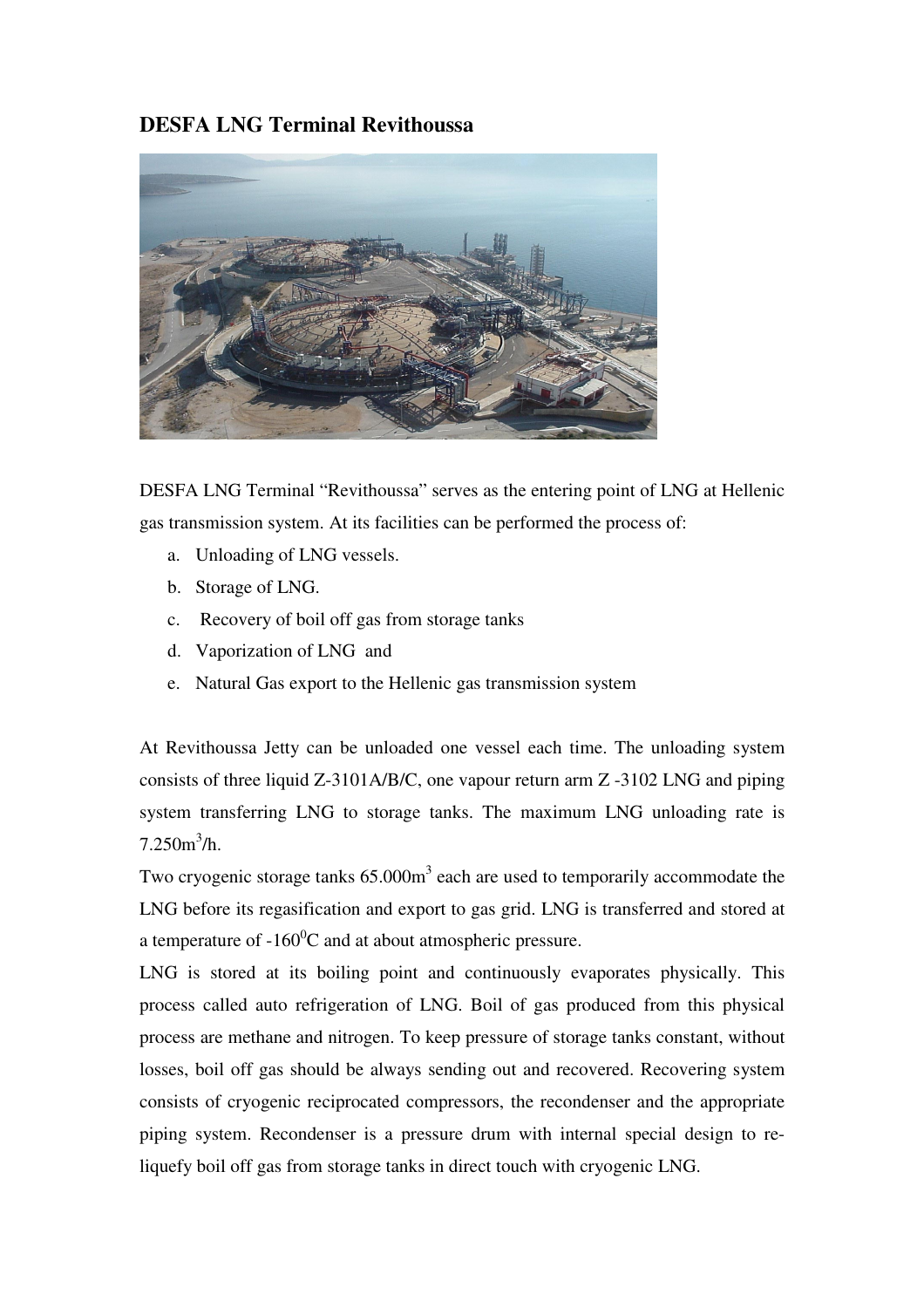# DESFA LNG Terminal Revithoussa

DESFA LNG Terminal "Revithoussa" serves as the entering point of LNG at Hellenic gas transmission system. At its facilities can be performed the process of:

a. Unloading of LNG vessels.
b. Storage of LNG.
c. Recovery of boil off gas from storage tanks
d. Vaporization of LNG and
e. Natural Gas export to the Hellenic gas transmission system

At Revithoussa Jetty can be unloaded one vessel each time. The unloading system consists of three liquid Z-3101A/B/C, one vapour return arm Z -3102 LNG and piping system transferring LNG to storage tanks. The maximum LNG unloading rate is 7.250$m^3$/h.

Two cryogenic storage tanks 65.000$m^3$ each are used to temporarily accommodate the LNG before its regasification and export to gas grid. LNG is transferred and stored at a temperature of -160$^0$C and at about atmospheric pressure.

LNG is stored at its boiling point and continuously evaporates physically. This process called auto refrigeration of LNG. Boil of gas produced from this physical process are methane and nitrogen. To keep pressure of storage tanks constant, without losses, boil off gas should be always sending out and recovered. Recovering system consists of cryogenic reciprocated compressors, the recondenser and the appropriate piping system. Recondenser is a pressure drum with internal special design to re-liquefy boil off gas from storage tanks in direct touch with cryogenic LNG.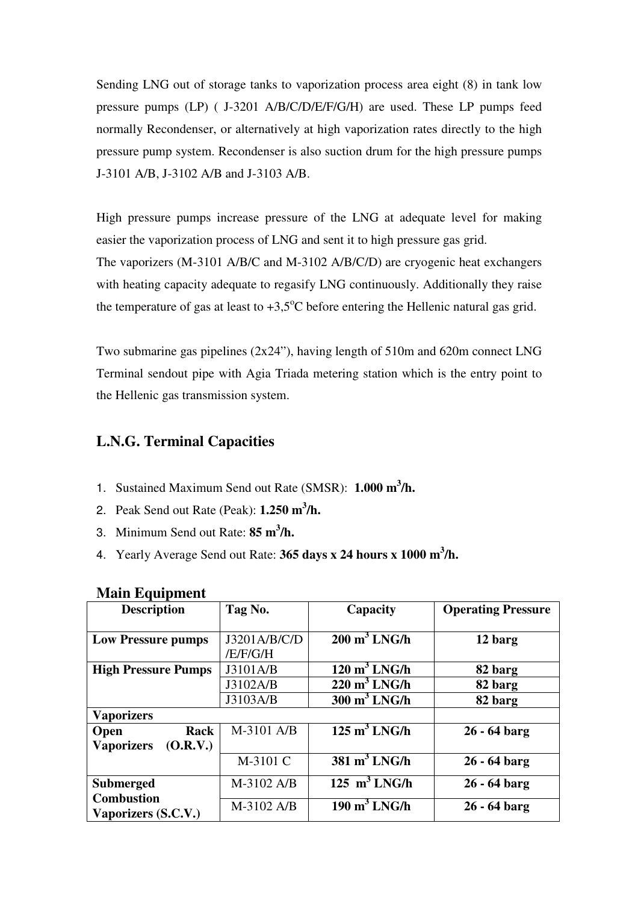Sending LNG out of storage tanks to vaporization process area eight (8) in tank low pressure pumps (LP) ( J-3201 A/B/C/D/E/F/G/H) are used. These LP pumps feed normally Recondenser, or alternatively at high vaporization rates directly to the high pressure pump system. Recondenser is also suction drum for the high pressure pumps J-3101 A/B, J-3102 A/B and J-3103 A/B.

High pressure pumps increase pressure of the LNG at adequate level for making easier the vaporization process of LNG and sent it to high pressure gas grid.
The vaporizers (M-3101 A/B/C and M-3102 A/B/C/D) are cryogenic heat exchangers with heating capacity adequate to regasify LNG continuously. Additionally they raise the temperature of gas at least to +3,5°C before entering the Hellenic natural gas grid.

Two submarine gas pipelines (2x24"), having length of 510m and 620m connect LNG Terminal sendout pipe with Agia Triada metering station which is the entry point to the Hellenic gas transmission system.

## L.N.G. Terminal Capacities

1. Sustained Maximum Send out Rate (SMSR): **1.000 m$^3$/h.**
2. Peak Send out Rate (Peak): **1.250 m$^3$/h.**
3. Minimum Send out Rate: **85 m$^3$/h.**
4. Yearly Average Send out Rate: **365 days x 24 hours x 1000 m$^3$/h.**

### Main Equipment

| Description | Tag No. | Capacity | Operating Pressure |
|---|---|---|---|
| **Low Pressure pumps** | J3201A/B/C/D/E/F/G/H | **200 m$^3$ LNG/h** | **12 barg** |
| **High Pressure Pumps** | J3101A/B | **120 m$^3$ LNG/h** | **82 barg** |
| | J3102A/B | **220 m$^3$ LNG/h** | **82 barg** |
| | J3103A/B | **300 m$^3$ LNG/h** | **82 barg** |
| **Vaporizers** | | | |
| **Open Rack Vaporizers (O.R.V.)** | M-3101 A/B | **125 m$^3$ LNG/h** | **26 - 64 barg** |
| | M-3101 C | **381 m$^3$ LNG/h** | **26 - 64 barg** |
| **Submerged Combustion Vaporizers (S.C.V.)** | M-3102 A/B | **125 m$^3$ LNG/h** | **26 - 64 barg** |
| | M-3102 A/B | **190 m$^3$ LNG/h** | **26 - 64 barg** |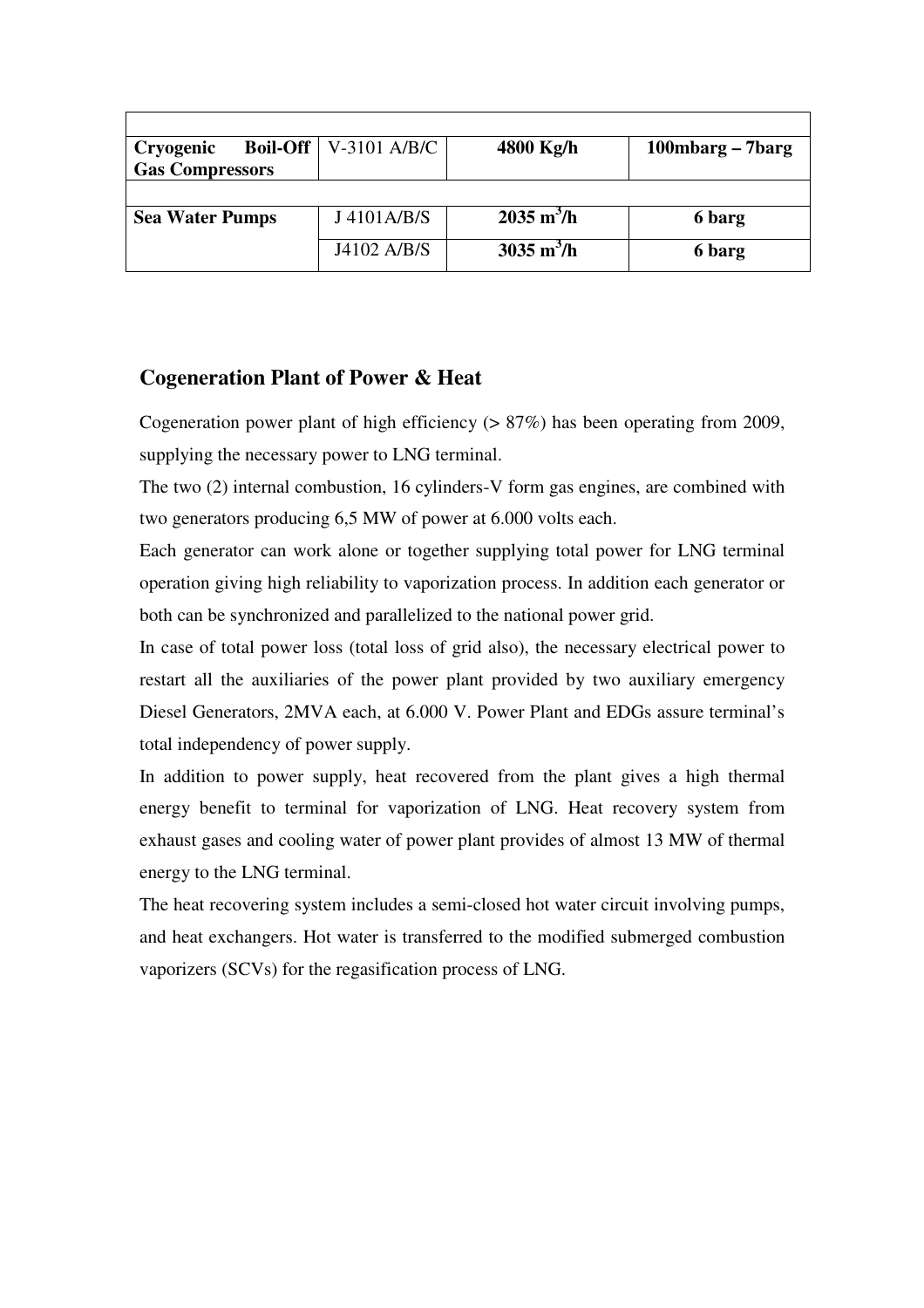| | | | |
|---|---|---|---|
| **Cryogenic Boil-Off Gas Compressors** | V-3101 A/B/C | **4800 Kg/h** | **100mbarg – 7barg** |
| | | | |
| **Sea Water Pumps** | J 4101A/B/S | **2035 $m^3$/h** | **6 barg** |
| | J4102 A/B/S | **3035 $m^3$/h** | **6 barg** |

## Cogeneration Plant of Power & Heat

Cogeneration power plant of high efficiency (> 87%) has been operating from 2009, supplying the necessary power to LNG terminal.

The two (2) internal combustion, 16 cylinders-V form gas engines, are combined with two generators producing 6,5 MW of power at 6.000 volts each.

Each generator can work alone or together supplying total power for LNG terminal operation giving high reliability to vaporization process. In addition each generator or both can be synchronized and parallelized to the national power grid.

In case of total power loss (total loss of grid also), the necessary electrical power to restart all the auxiliaries of the power plant provided by two auxiliary emergency Diesel Generators, 2MVA each, at 6.000 V. Power Plant and EDGs assure terminal's total independency of power supply.

In addition to power supply, heat recovered from the plant gives a high thermal energy benefit to terminal for vaporization of LNG. Heat recovery system from exhaust gases and cooling water of power plant provides of almost 13 MW of thermal energy to the LNG terminal.

The heat recovering system includes a semi-closed hot water circuit involving pumps, and heat exchangers. Hot water is transferred to the modified submerged combustion vaporizers (SCVs) for the regasification process of LNG.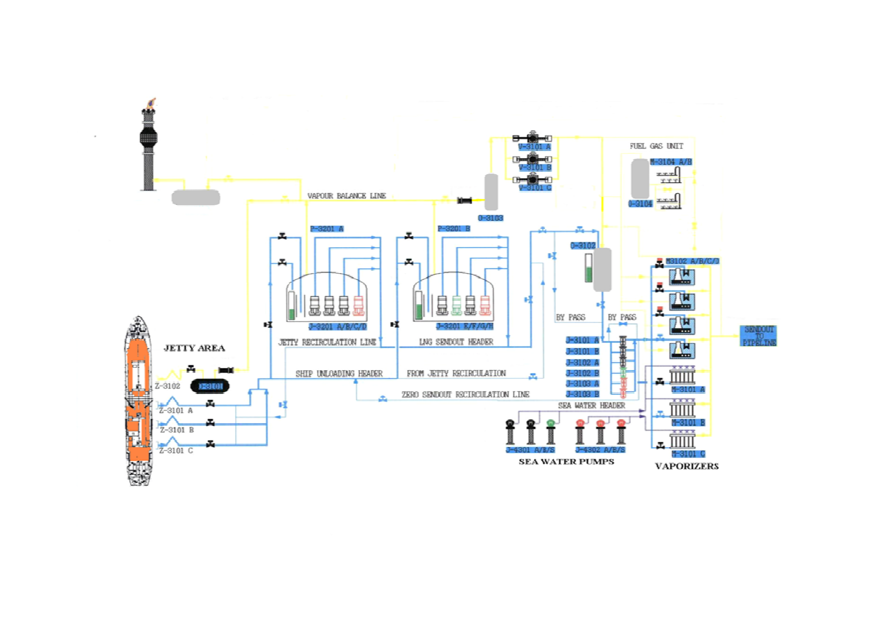VAPOUR BALANCE LINE

V-3101 A

V-3101 B

V-3101 C

FUEL GAS UNIT

M-3104 A/B

O-3104

O-3103

P-3201 A

P-3201 B

O-3102

M3102 A/B/C/3

J-3201 A/B/C/D

J-3201 E/F/G/H

BY PASS

BY PASS

JETTY AREA

JETTY RECIRCULATION LINE

LNG SENDOUT HEADER

J-3101 A

J-3101 B

J-3102 A

J-3102 B

J-3103 A

J-3103 B

SENDOUT TO PIPELINE

Z-3102

E-3101

SHIP UNLOADING HEADER

FROM JETTY RECIRCULATION

M-3101 A

Z-3101 A

ZERO SENDOUT RSCIRCULATION LINE

SEA WATER HEADER

Z-3101 B

M-3101 B

Z-3101 C

M-3101 C

J-4301 A/B/S

J-4302 A/B/S

SEA WATER PUMPS

VAPORIZERS